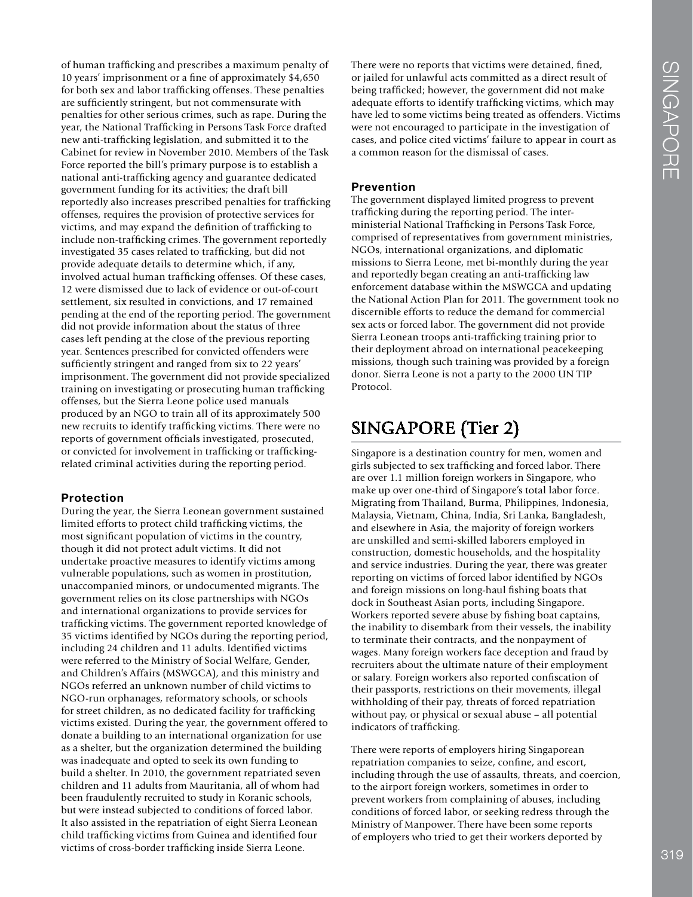of human trafficking and prescribes a maximum penalty of 10 years' imprisonment or a fine of approximately $4,650 for both sex and labor trafficking offenses. These penalties are sufficiently stringent, but not commensurate with penalties for other serious crimes, such as rape. During the year, the National Trafficking in Persons Task Force drafted new anti-trafficking legislation, and submitted it to the Cabinet for review in November 2010. Members of the Task Force reported the bill's primary purpose is to establish a national anti-trafficking agency and guarantee dedicated government funding for its activities; the draft bill reportedly also increases prescribed penalties for trafficking offenses, requires the provision of protective services for victims, and may expand the definition of trafficking to include non-trafficking crimes. The government reportedly investigated 35 cases related to trafficking, but did not provide adequate details to determine which, if any, involved actual human trafficking offenses. Of these cases, 12 were dismissed due to lack of evidence or out-of-court settlement, six resulted in convictions, and 17 remained pending at the end of the reporting period. The government did not provide information about the status of three cases left pending at the close of the previous reporting year. Sentences prescribed for convicted offenders were sufficiently stringent and ranged from six to 22 years' imprisonment. The government did not provide specialized training on investigating or prosecuting human trafficking offenses, but the Sierra Leone police used manuals produced by an NGO to train all of its approximately 500 new recruits to identify trafficking victims. There were no reports of government officials investigated, prosecuted, or convicted for involvement in trafficking or trafficking-related criminal activities during the reporting period.

### Protection

During the year, the Sierra Leonean government sustained limited efforts to protect child trafficking victims, the most significant population of victims in the country, though it did not protect adult victims. It did not undertake proactive measures to identify victims among vulnerable populations, such as women in prostitution, unaccompanied minors, or undocumented migrants. The government relies on its close partnerships with NGOs and international organizations to provide services for trafficking victims. The government reported knowledge of 35 victims identified by NGOs during the reporting period, including 24 children and 11 adults. Identified victims were referred to the Ministry of Social Welfare, Gender, and Children's Affairs (MSWGCA), and this ministry and NGOs referred an unknown number of child victims to NGO-run orphanages, reformatory schools, or schools for street children, as no dedicated facility for trafficking victims existed. During the year, the government offered to donate a building to an international organization for use as a shelter, but the organization determined the building was inadequate and opted to seek its own funding to build a shelter. In 2010, the government repatriated seven children and 11 adults from Mauritania, all of whom had been fraudulently recruited to study in Koranic schools, but were instead subjected to conditions of forced labor. It also assisted in the repatriation of eight Sierra Leonean child trafficking victims from Guinea and identified four victims of cross-border trafficking inside Sierra Leone.

There were no reports that victims were detained, fined, or jailed for unlawful acts committed as a direct result of being trafficked; however, the government did not make adequate efforts to identify trafficking victims, which may have led to some victims being treated as offenders. Victims were not encouraged to participate in the investigation of cases, and police cited victims' failure to appear in court as a common reason for the dismissal of cases.

### Prevention

The government displayed limited progress to prevent trafficking during the reporting period. The inter-ministerial National Trafficking in Persons Task Force, comprised of representatives from government ministries, NGOs, international organizations, and diplomatic missions to Sierra Leone, met bi-monthly during the year and reportedly began creating an anti-trafficking law enforcement database within the MSWGCA and updating the National Action Plan for 2011. The government took no discernible efforts to reduce the demand for commercial sex acts or forced labor. The government did not provide Sierra Leonean troops anti-trafficking training prior to their deployment abroad on international peacekeeping missions, though such training was provided by a foreign donor. Sierra Leone is not a party to the 2000 UN TIP Protocol.

## SINGAPORE (Tier 2)

Singapore is a destination country for men, women and girls subjected to sex trafficking and forced labor. There are over 1.1 million foreign workers in Singapore, who make up over one-third of Singapore's total labor force. Migrating from Thailand, Burma, Philippines, Indonesia, Malaysia, Vietnam, China, India, Sri Lanka, Bangladesh, and elsewhere in Asia, the majority of foreign workers are unskilled and semi-skilled laborers employed in construction, domestic households, and the hospitality and service industries. During the year, there was greater reporting on victims of forced labor identified by NGOs and foreign missions on long-haul fishing boats that dock in Southeast Asian ports, including Singapore. Workers reported severe abuse by fishing boat captains, the inability to disembark from their vessels, the inability to terminate their contracts, and the nonpayment of wages. Many foreign workers face deception and fraud by recruiters about the ultimate nature of their employment or salary. Foreign workers also reported confiscation of their passports, restrictions on their movements, illegal withholding of their pay, threats of forced repatriation without pay, or physical or sexual abuse – all potential indicators of trafficking.

There were reports of employers hiring Singaporean repatriation companies to seize, confine, and escort, including through the use of assaults, threats, and coercion, to the airport foreign workers, sometimes in order to prevent workers from complaining of abuses, including conditions of forced labor, or seeking redress through the Ministry of Manpower. There have been some reports of employers who tried to get their workers deported by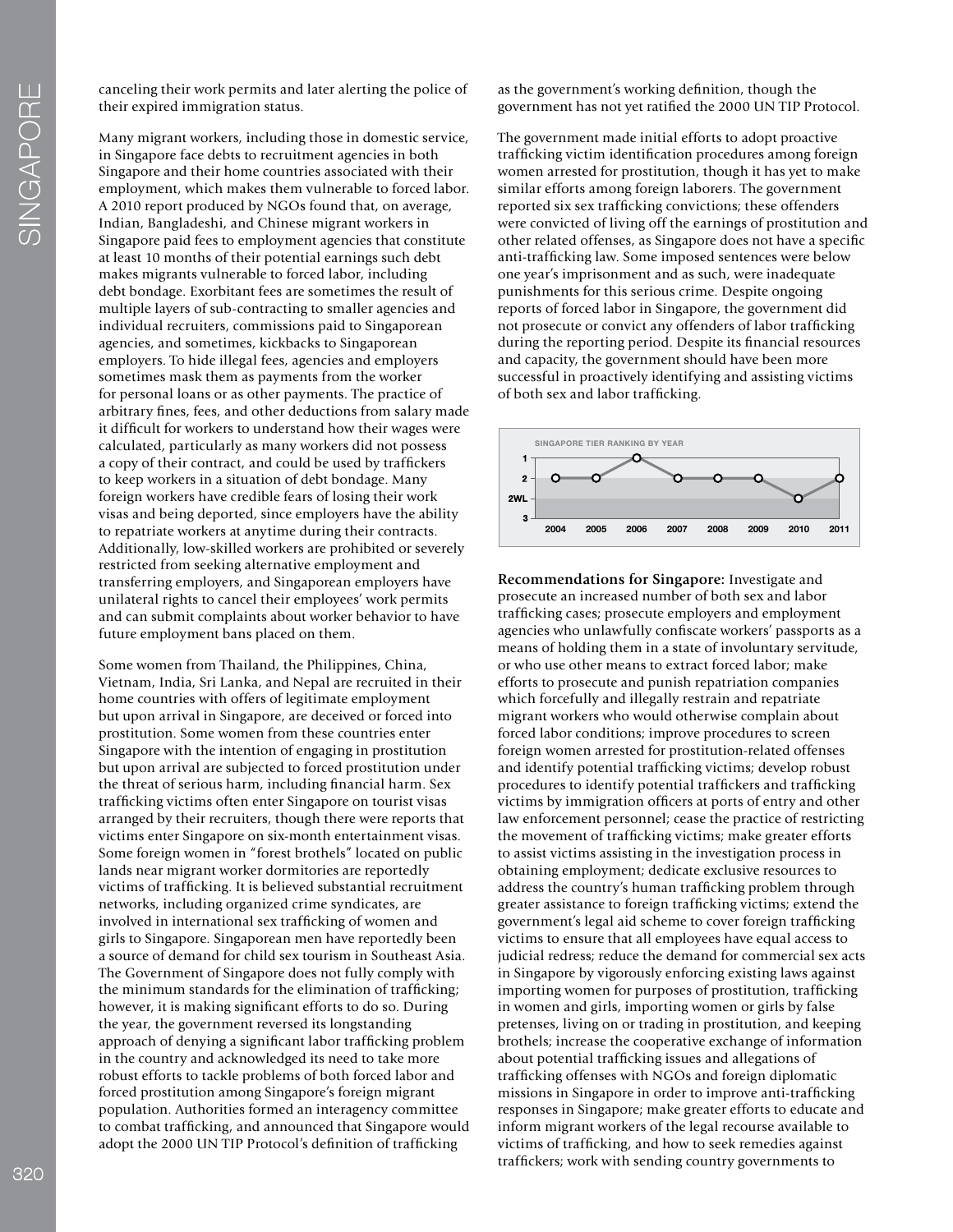canceling their work permits and later alerting the police of their expired immigration status.

Many migrant workers, including those in domestic service, in Singapore face debts to recruitment agencies in both Singapore and their home countries associated with their employment, which makes them vulnerable to forced labor. A 2010 report produced by NGOs found that, on average, Indian, Bangladeshi, and Chinese migrant workers in Singapore paid fees to employment agencies that constitute at least 10 months of their potential earnings such debt makes migrants vulnerable to forced labor, including debt bondage. Exorbitant fees are sometimes the result of multiple layers of sub-contracting to smaller agencies and individual recruiters, commissions paid to Singaporean agencies, and sometimes, kickbacks to Singaporean employers. To hide illegal fees, agencies and employers sometimes mask them as payments from the worker for personal loans or as other payments. The practice of arbitrary fines, fees, and other deductions from salary made it difficult for workers to understand how their wages were calculated, particularly as many workers did not possess a copy of their contract, and could be used by traffickers to keep workers in a situation of debt bondage. Many foreign workers have credible fears of losing their work visas and being deported, since employers have the ability to repatriate workers at anytime during their contracts. Additionally, low-skilled workers are prohibited or severely restricted from seeking alternative employment and transferring employers, and Singaporean employers have unilateral rights to cancel their employees' work permits and can submit complaints about worker behavior to have future employment bans placed on them.

Some women from Thailand, the Philippines, China, Vietnam, India, Sri Lanka, and Nepal are recruited in their home countries with offers of legitimate employment but upon arrival in Singapore, are deceived or forced into prostitution. Some women from these countries enter Singapore with the intention of engaging in prostitution but upon arrival are subjected to forced prostitution under the threat of serious harm, including financial harm. Sex trafficking victims often enter Singapore on tourist visas arranged by their recruiters, though there were reports that victims enter Singapore on six-month entertainment visas. Some foreign women in "forest brothels" located on public lands near migrant worker dormitories are reportedly victims of trafficking. It is believed substantial recruitment networks, including organized crime syndicates, are involved in international sex trafficking of women and girls to Singapore. Singaporean men have reportedly been a source of demand for child sex tourism in Southeast Asia.

The Government of Singapore does not fully comply with the minimum standards for the elimination of trafficking; however, it is making significant efforts to do so. During the year, the government reversed its longstanding approach of denying a significant labor trafficking problem in the country and acknowledged its need to take more robust efforts to tackle problems of both forced labor and forced prostitution among Singapore's foreign migrant population. Authorities formed an interagency committee to combat trafficking, and announced that Singapore would adopt the 2000 UN TIP Protocol's definition of trafficking as the government's working definition, though the government has not yet ratified the 2000 UN TIP Protocol.

The government made initial efforts to adopt proactive trafficking victim identification procedures among foreign women arrested for prostitution, though it has yet to make similar efforts among foreign laborers. The government reported six sex trafficking convictions; these offenders were convicted of living off the earnings of prostitution and other related offenses, as Singapore does not have a specific anti-trafficking law. Some imposed sentences were below one year's imprisonment and as such, were inadequate punishments for this serious crime. Despite ongoing reports of forced labor in Singapore, the government did not prosecute or convict any offenders of labor trafficking during the reporting period. Despite its financial resources and capacity, the government should have been more successful in proactively identifying and assisting victims of both sex and labor trafficking.

SINGAPORE TIER RANKING BY YEAR

| Year | 2004 | 2005 | 2006 | 2007 | 2008 | 2009 | 2010 | 2011 |
|---|---|---|---|---|---|---|---|---|
| Tier | 2 | 2 | 1 | 2 | 2 | 2 | 2WL | 2 |

**Recommendations for Singapore:** Investigate and prosecute an increased number of both sex and labor trafficking cases; prosecute employers and employment agencies who unlawfully confiscate workers' passports as a means of holding them in a state of involuntary servitude, or who use other means to extract forced labor; make efforts to prosecute and punish repatriation companies which forcefully and illegally restrain and repatriate migrant workers who would otherwise complain about forced labor conditions; improve procedures to screen foreign women arrested for prostitution-related offenses and identify potential trafficking victims; develop robust procedures to identify potential traffickers and trafficking victims by immigration officers at ports of entry and other law enforcement personnel; cease the practice of restricting the movement of trafficking victims; make greater efforts to assist victims assisting in the investigation process in obtaining employment; dedicate exclusive resources to address the country's human trafficking problem through greater assistance to foreign trafficking victims; extend the government's legal aid scheme to cover foreign trafficking victims to ensure that all employees have equal access to judicial redress; reduce the demand for commercial sex acts in Singapore by vigorously enforcing existing laws against importing women for purposes of prostitution, trafficking in women and girls, importing women or girls by false pretenses, living on or trading in prostitution, and keeping brothels; increase the cooperative exchange of information about potential trafficking issues and allegations of trafficking offenses with NGOs and foreign diplomatic missions in Singapore in order to improve anti-trafficking responses in Singapore; make greater efforts to educate and inform migrant workers of the legal recourse available to victims of trafficking, and how to seek remedies against traffickers; work with sending country governments to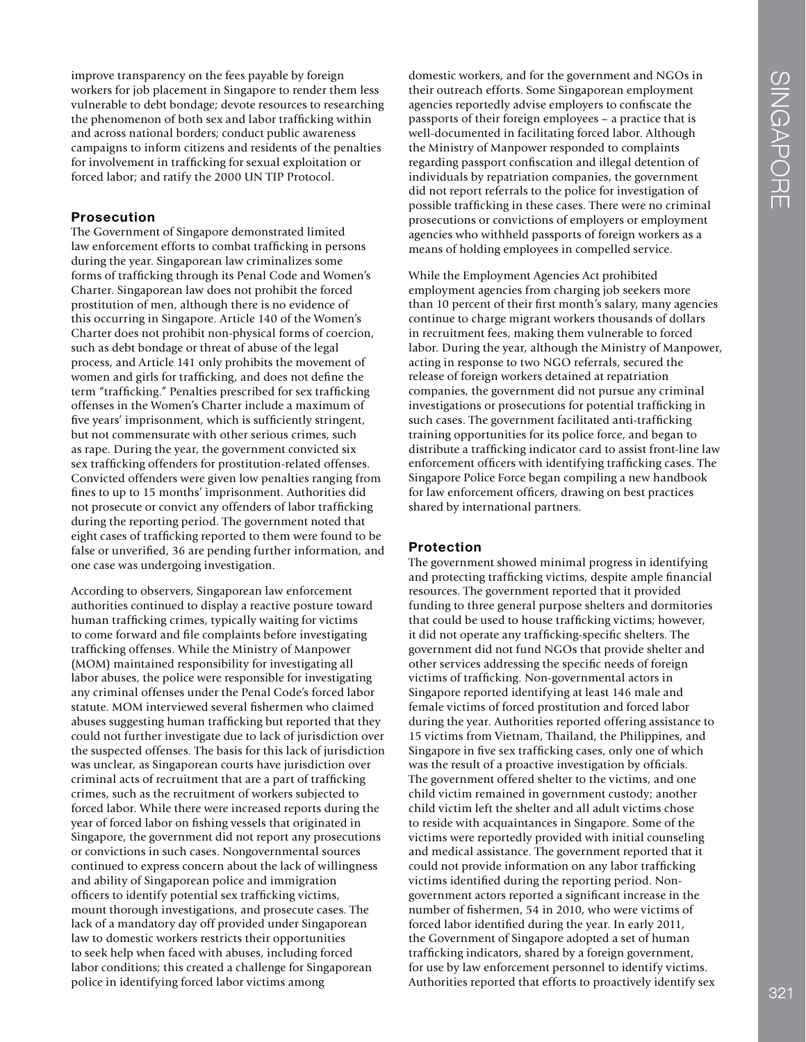improve transparency on the fees payable by foreign workers for job placement in Singapore to render them less vulnerable to debt bondage; devote resources to researching the phenomenon of both sex and labor trafficking within and across national borders; conduct public awareness campaigns to inform citizens and residents of the penalties for involvement in trafficking for sexual exploitation or forced labor; and ratify the 2000 UN TIP Protocol.

### Prosecution

The Government of Singapore demonstrated limited law enforcement efforts to combat trafficking in persons during the year. Singaporean law criminalizes some forms of trafficking through its Penal Code and Women's Charter. Singaporean law does not prohibit the forced prostitution of men, although there is no evidence of this occurring in Singapore. Article 140 of the Women's Charter does not prohibit non-physical forms of coercion, such as debt bondage or threat of abuse of the legal process, and Article 141 only prohibits the movement of women and girls for trafficking, and does not define the term "trafficking." Penalties prescribed for sex trafficking offenses in the Women's Charter include a maximum of five years' imprisonment, which is sufficiently stringent, but not commensurate with other serious crimes, such as rape. During the year, the government convicted six sex trafficking offenders for prostitution-related offenses. Convicted offenders were given low penalties ranging from fines to up to 15 months' imprisonment. Authorities did not prosecute or convict any offenders of labor trafficking during the reporting period. The government noted that eight cases of trafficking reported to them were found to be false or unverified, 36 are pending further information, and one case was undergoing investigation.

According to observers, Singaporean law enforcement authorities continued to display a reactive posture toward human trafficking crimes, typically waiting for victims to come forward and file complaints before investigating trafficking offenses. While the Ministry of Manpower (MOM) maintained responsibility for investigating all labor abuses, the police were responsible for investigating any criminal offenses under the Penal Code's forced labor statute. MOM interviewed several fishermen who claimed abuses suggesting human trafficking but reported that they could not further investigate due to lack of jurisdiction over the suspected offenses. The basis for this lack of jurisdiction was unclear, as Singaporean courts have jurisdiction over criminal acts of recruitment that are a part of trafficking crimes, such as the recruitment of workers subjected to forced labor. While there were increased reports during the year of forced labor on fishing vessels that originated in Singapore, the government did not report any prosecutions or convictions in such cases. Nongovernmental sources continued to express concern about the lack of willingness and ability of Singaporean police and immigration officers to identify potential sex trafficking victims, mount thorough investigations, and prosecute cases. The lack of a mandatory day off provided under Singaporean law to domestic workers restricts their opportunities to seek help when faced with abuses, including forced labor conditions; this created a challenge for Singaporean police in identifying forced labor victims among domestic workers, and for the government and NGOs in their outreach efforts. Some Singaporean employment agencies reportedly advise employers to confiscate the passports of their foreign employees – a practice that is well-documented in facilitating forced labor. Although the Ministry of Manpower responded to complaints regarding passport confiscation and illegal detention of individuals by repatriation companies, the government did not report referrals to the police for investigation of possible trafficking in these cases. There were no criminal prosecutions or convictions of employers or employment agencies who withheld passports of foreign workers as a means of holding employees in compelled service.

While the Employment Agencies Act prohibited employment agencies from charging job seekers more than 10 percent of their first month's salary, many agencies continue to charge migrant workers thousands of dollars in recruitment fees, making them vulnerable to forced labor. During the year, although the Ministry of Manpower, acting in response to two NGO referrals, secured the release of foreign workers detained at repatriation companies, the government did not pursue any criminal investigations or prosecutions for potential trafficking in such cases. The government facilitated anti-trafficking training opportunities for its police force, and began to distribute a trafficking indicator card to assist front-line law enforcement officers with identifying trafficking cases. The Singapore Police Force began compiling a new handbook for law enforcement officers, drawing on best practices shared by international partners.

### Protection

The government showed minimal progress in identifying and protecting trafficking victims, despite ample financial resources. The government reported that it provided funding to three general purpose shelters and dormitories that could be used to house trafficking victims; however, it did not operate any trafficking-specific shelters. The government did not fund NGOs that provide shelter and other services addressing the specific needs of foreign victims of trafficking. Non-governmental actors in Singapore reported identifying at least 146 male and female victims of forced prostitution and forced labor during the year. Authorities reported offering assistance to 15 victims from Vietnam, Thailand, the Philippines, and Singapore in five sex trafficking cases, only one of which was the result of a proactive investigation by officials. The government offered shelter to the victims, and one child victim remained in government custody; another child victim left the shelter and all adult victims chose to reside with acquaintances in Singapore. Some of the victims were reportedly provided with initial counseling and medical assistance. The government reported that it could not provide information on any labor trafficking victims identified during the reporting period. Non-government actors reported a significant increase in the number of fishermen, 54 in 2010, who were victims of forced labor identified during the year. In early 2011, the Government of Singapore adopted a set of human trafficking indicators, shared by a foreign government, for use by law enforcement personnel to identify victims. Authorities reported that efforts to proactively identify sex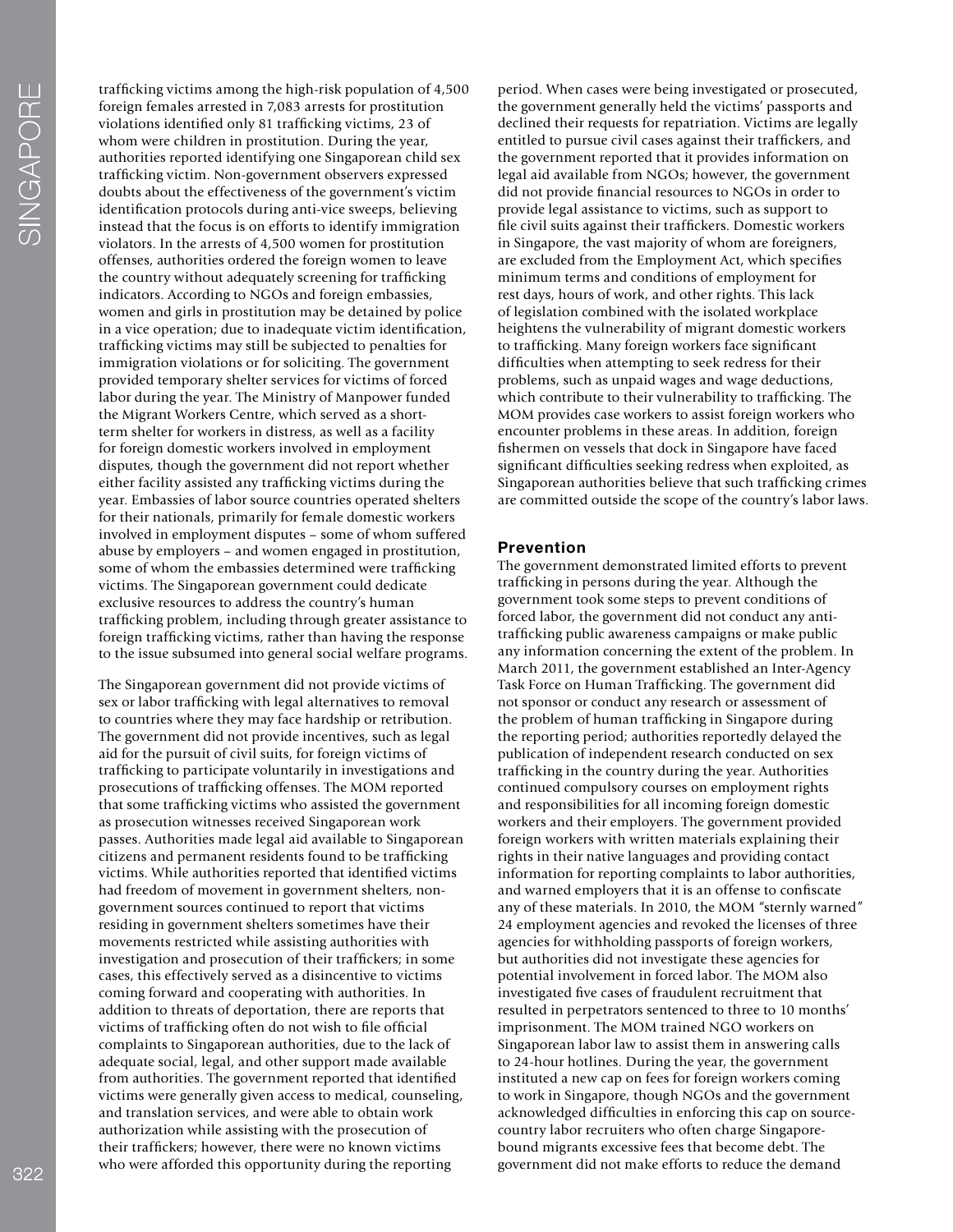trafficking victims among the high-risk population of 4,500 foreign females arrested in 7,083 arrests for prostitution violations identified only 81 trafficking victims, 23 of whom were children in prostitution. During the year, authorities reported identifying one Singaporean child sex trafficking victim. Non-government observers expressed doubts about the effectiveness of the government's victim identification protocols during anti-vice sweeps, believing instead that the focus is on efforts to identify immigration violators. In the arrests of 4,500 women for prostitution offenses, authorities ordered the foreign women to leave the country without adequately screening for trafficking indicators. According to NGOs and foreign embassies, women and girls in prostitution may be detained by police in a vice operation; due to inadequate victim identification, trafficking victims may still be subjected to penalties for immigration violations or for soliciting. The government provided temporary shelter services for victims of forced labor during the year. The Ministry of Manpower funded the Migrant Workers Centre, which served as a short-term shelter for workers in distress, as well as a facility for foreign domestic workers involved in employment disputes, though the government did not report whether either facility assisted any trafficking victims during the year. Embassies of labor source countries operated shelters for their nationals, primarily for female domestic workers involved in employment disputes – some of whom suffered abuse by employers – and women engaged in prostitution, some of whom the embassies determined were trafficking victims. The Singaporean government could dedicate exclusive resources to address the country's human trafficking problem, including through greater assistance to foreign trafficking victims, rather than having the response to the issue subsumed into general social welfare programs.

The Singaporean government did not provide victims of sex or labor trafficking with legal alternatives to removal to countries where they may face hardship or retribution. The government did not provide incentives, such as legal aid for the pursuit of civil suits, for foreign victims of trafficking to participate voluntarily in investigations and prosecutions of trafficking offenses. The MOM reported that some trafficking victims who assisted the government as prosecution witnesses received Singaporean work passes. Authorities made legal aid available to Singaporean citizens and permanent residents found to be trafficking victims. While authorities reported that identified victims had freedom of movement in government shelters, non-government sources continued to report that victims residing in government shelters sometimes have their movements restricted while assisting authorities with investigation and prosecution of their traffickers; in some cases, this effectively served as a disincentive to victims coming forward and cooperating with authorities. In addition to threats of deportation, there are reports that victims of trafficking often do not wish to file official complaints to Singaporean authorities, due to the lack of adequate social, legal, and other support made available from authorities. The government reported that identified victims were generally given access to medical, counseling, and translation services, and were able to obtain work authorization while assisting with the prosecution of their traffickers; however, there were no known victims who were afforded this opportunity during the reporting period. When cases were being investigated or prosecuted, the government generally held the victims' passports and declined their requests for repatriation. Victims are legally entitled to pursue civil cases against their traffickers, and the government reported that it provides information on legal aid available from NGOs; however, the government did not provide financial resources to NGOs in order to provide legal assistance to victims, such as support to file civil suits against their traffickers. Domestic workers in Singapore, the vast majority of whom are foreigners, are excluded from the Employment Act, which specifies minimum terms and conditions of employment for rest days, hours of work, and other rights. This lack of legislation combined with the isolated workplace heightens the vulnerability of migrant domestic workers to trafficking. Many foreign workers face significant difficulties when attempting to seek redress for their problems, such as unpaid wages and wage deductions, which contribute to their vulnerability to trafficking. The MOM provides case workers to assist foreign workers who encounter problems in these areas. In addition, foreign fishermen on vessels that dock in Singapore have faced significant difficulties seeking redress when exploited, as Singaporean authorities believe that such trafficking crimes are committed outside the scope of the country's labor laws.

## Prevention

The government demonstrated limited efforts to prevent trafficking in persons during the year. Although the government took some steps to prevent conditions of forced labor, the government did not conduct any anti-trafficking public awareness campaigns or make public any information concerning the extent of the problem. In March 2011, the government established an Inter-Agency Task Force on Human Trafficking. The government did not sponsor or conduct any research or assessment of the problem of human trafficking in Singapore during the reporting period; authorities reportedly delayed the publication of independent research conducted on sex trafficking in the country during the year. Authorities continued compulsory courses on employment rights and responsibilities for all incoming foreign domestic workers and their employers. The government provided foreign workers with written materials explaining their rights in their native languages and providing contact information for reporting complaints to labor authorities, and warned employers that it is an offense to confiscate any of these materials. In 2010, the MOM "sternly warned" 24 employment agencies and revoked the licenses of three agencies for withholding passports of foreign workers, but authorities did not investigate these agencies for potential involvement in forced labor. The MOM also investigated five cases of fraudulent recruitment that resulted in perpetrators sentenced to three to 10 months' imprisonment. The MOM trained NGO workers on Singaporean labor law to assist them in answering calls to 24-hour hotlines. During the year, the government instituted a new cap on fees for foreign workers coming to work in Singapore, though NGOs and the government acknowledged difficulties in enforcing this cap on source-country labor recruiters who often charge Singapore-bound migrants excessive fees that become debt. The government did not make efforts to reduce the demand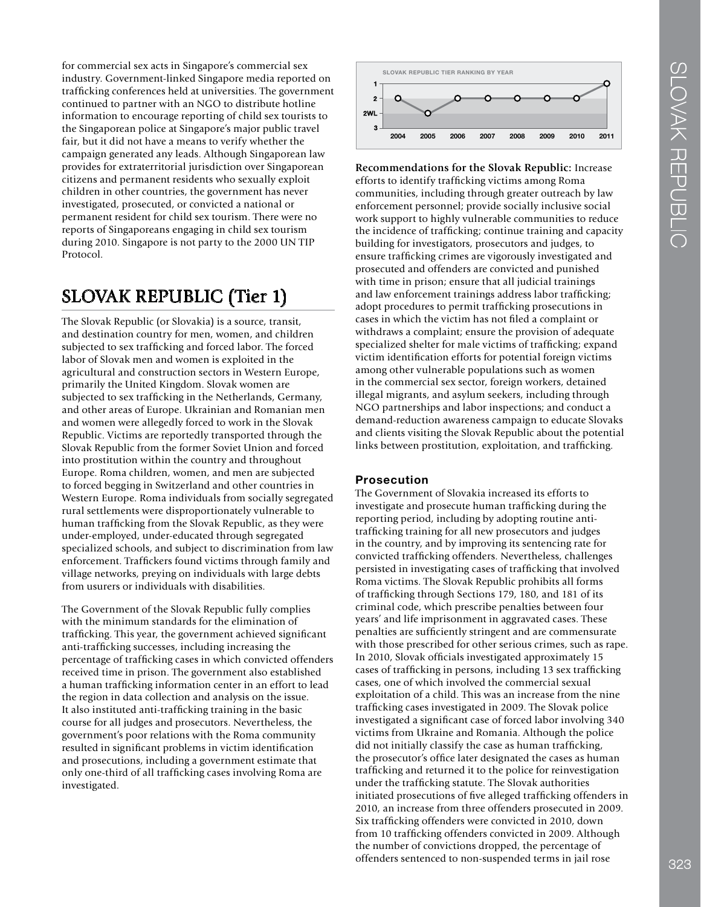for commercial sex acts in Singapore's commercial sex industry. Government-linked Singapore media reported on trafficking conferences held at universities. The government continued to partner with an NGO to distribute hotline information to encourage reporting of child sex tourists to the Singaporean police at Singapore's major public travel fair, but it did not have a means to verify whether the campaign generated any leads. Although Singaporean law provides for extraterritorial jurisdiction over Singaporean citizens and permanent residents who sexually exploit children in other countries, the government has never investigated, prosecuted, or convicted a national or permanent resident for child sex tourism. There were no reports of Singaporeans engaging in child sex tourism during 2010. Singapore is not party to the 2000 UN TIP Protocol.

# SLOVAK REPUBLIC (Tier 1)

The Slovak Republic (or Slovakia) is a source, transit, and destination country for men, women, and children subjected to sex trafficking and forced labor. The forced labor of Slovak men and women is exploited in the agricultural and construction sectors in Western Europe, primarily the United Kingdom. Slovak women are subjected to sex trafficking in the Netherlands, Germany, and other areas of Europe. Ukrainian and Romanian men and women were allegedly forced to work in the Slovak Republic. Victims are reportedly transported through the Slovak Republic from the former Soviet Union and forced into prostitution within the country and throughout Europe. Roma children, women, and men are subjected to forced begging in Switzerland and other countries in Western Europe. Roma individuals from socially segregated rural settlements were disproportionately vulnerable to human trafficking from the Slovak Republic, as they were under-employed, under-educated through segregated specialized schools, and subject to discrimination from law enforcement. Traffickers found victims through family and village networks, preying on individuals with large debts from usurers or individuals with disabilities.

The Government of the Slovak Republic fully complies with the minimum standards for the elimination of trafficking. This year, the government achieved significant anti-trafficking successes, including increasing the percentage of trafficking cases in which convicted offenders received time in prison. The government also established a human trafficking information center in an effort to lead the region in data collection and analysis on the issue. It also instituted anti-trafficking training in the basic course for all judges and prosecutors. Nevertheless, the government's poor relations with the Roma community resulted in significant problems in victim identification and prosecutions, including a government estimate that only one-third of all trafficking cases involving Roma are investigated.

SLOVAK REPUBLIC TIER RANKING BY YEAR

1
2
2WL
3

2004 2005 2006 2007 2008 2009 2010 2011

**Recommendations for the Slovak Republic:** Increase efforts to identify trafficking victims among Roma communities, including through greater outreach by law enforcement personnel; provide socially inclusive social work support to highly vulnerable communities to reduce the incidence of trafficking; continue training and capacity building for investigators, prosecutors and judges, to ensure trafficking crimes are vigorously investigated and prosecuted and offenders are convicted and punished with time in prison; ensure that all judicial trainings and law enforcement trainings address labor trafficking; adopt procedures to permit trafficking prosecutions in cases in which the victim has not filed a complaint or withdraws a complaint; ensure the provision of adequate specialized shelter for male victims of trafficking; expand victim identification efforts for potential foreign victims among other vulnerable populations such as women in the commercial sex sector, foreign workers, detained illegal migrants, and asylum seekers, including through NGO partnerships and labor inspections; and conduct a demand-reduction awareness campaign to educate Slovaks and clients visiting the Slovak Republic about the potential links between prostitution, exploitation, and trafficking.

## Prosecution

The Government of Slovakia increased its efforts to investigate and prosecute human trafficking during the reporting period, including by adopting routine anti-trafficking training for all new prosecutors and judges in the country, and by improving its sentencing rate for convicted trafficking offenders. Nevertheless, challenges persisted in investigating cases of trafficking that involved Roma victims. The Slovak Republic prohibits all forms of trafficking through Sections 179, 180, and 181 of its criminal code, which prescribe penalties between four years' and life imprisonment in aggravated cases. These penalties are sufficiently stringent and are commensurate with those prescribed for other serious crimes, such as rape. In 2010, Slovak officials investigated approximately 15 cases of trafficking in persons, including 13 sex trafficking cases, one of which involved the commercial sexual exploitation of a child. This was an increase from the nine trafficking cases investigated in 2009. The Slovak police investigated a significant case of forced labor involving 340 victims from Ukraine and Romania. Although the police did not initially classify the case as human trafficking, the prosecutor's office later designated the cases as human trafficking and returned it to the police for reinvestigation under the trafficking statute. The Slovak authorities initiated prosecutions of five alleged trafficking offenders in 2010, an increase from three offenders prosecuted in 2009. Six trafficking offenders were convicted in 2010, down from 10 trafficking offenders convicted in 2009. Although the number of convictions dropped, the percentage of offenders sentenced to non-suspended terms in jail rose